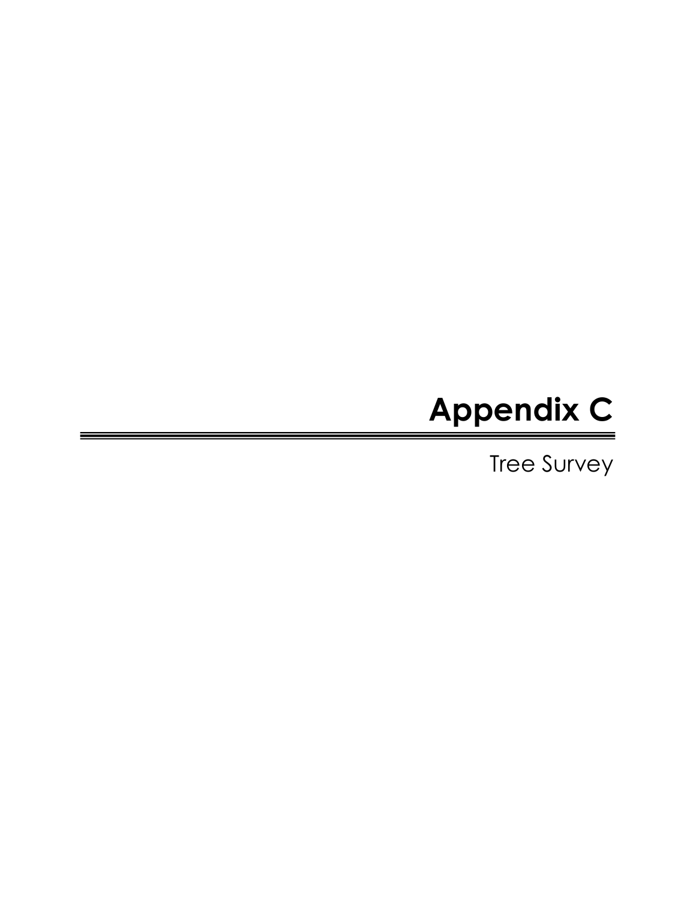# Appendix C

Tree Survey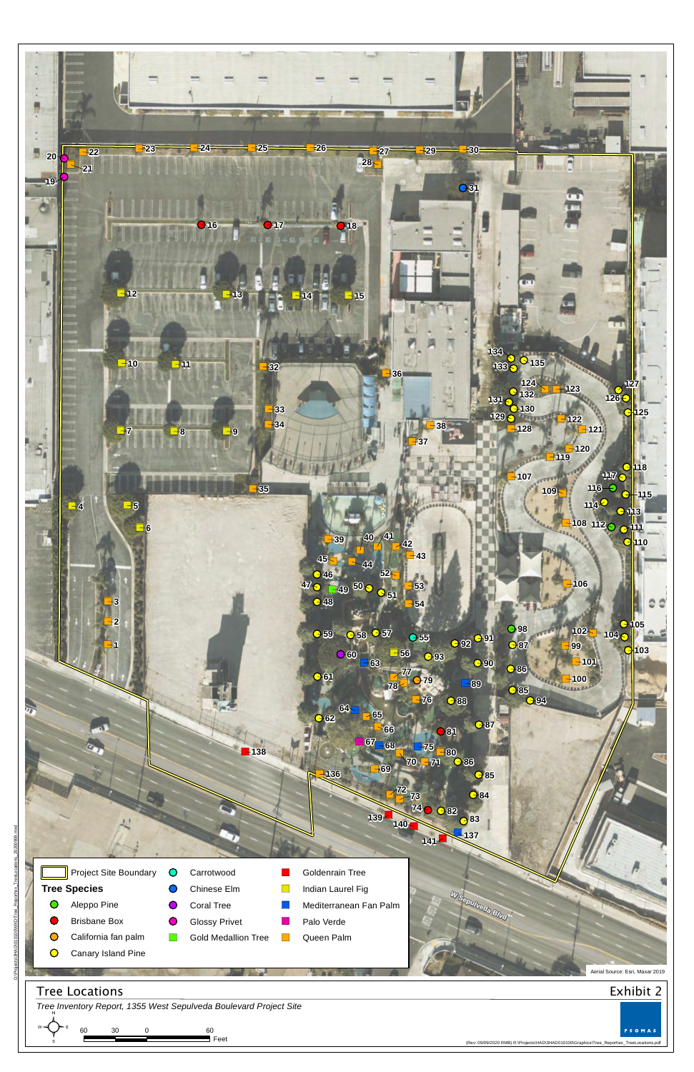Project Site Boundary

**Tree Species**

- Aleppo Pine
- Brisbane Box
- California fan palm
- Canary Island Pine
- Carrotwood
- Chinese Elm
- Coral Tree
- Glossy Privet
- Gold Medallion Tree
- Goldenrain Tree
- Indian Laurel Fig
- Mediterranean Fan Palm
- Palo Verde
- Queen Palm

Aerial Source: Esri, Maxar 2019

W Sepulveda Blvd

## Tree Locations

## Exhibit 2

*Tree Inventory Report, 1355 West Sepulveda Boulevard Project Site*

60 30 0 60 Feet

PSOMAS

(Rev: 09/09/2020 RMB) R:\Projects\HAD\3HAD010100\Graphics\Tree_Report\ex_TreeLocations.pdf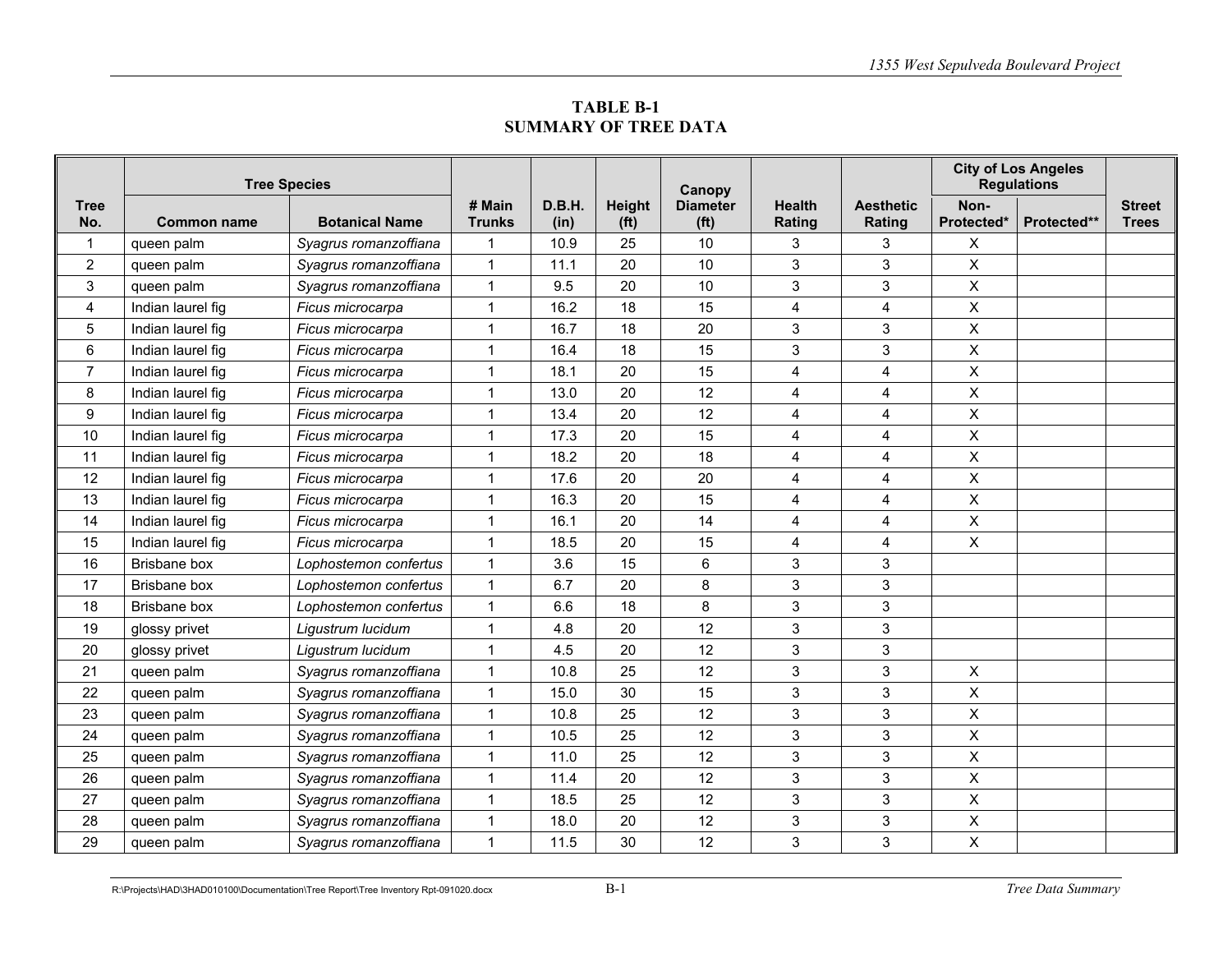## TABLE B-1
## SUMMARY OF TREE DATA

| Tree No. | Tree Species | | # Main Trunks | D.B.H. (in) | Height (ft) | Canopy Diameter (ft) | Health Rating | Aesthetic Rating | City of Los Angeles Regulations | | Street Trees |
|---|---|---|---|---|---|---|---|---|---|---|---|
| | Common name | Botanical Name | | | | | | | Non-Protected* | Protected** | |
| 1 | queen palm | *Syagrus romanzoffiana* | 1 | 10.9 | 25 | 10 | 3 | 3 | X | | |
| 2 | queen palm | *Syagrus romanzoffiana* | 1 | 11.1 | 20 | 10 | 3 | 3 | X | | |
| 3 | queen palm | *Syagrus romanzoffiana* | 1 | 9.5 | 20 | 10 | 3 | 3 | X | | |
| 4 | Indian laurel fig | *Ficus microcarpa* | 1 | 16.2 | 18 | 15 | 4 | 4 | X | | |
| 5 | Indian laurel fig | *Ficus microcarpa* | 1 | 16.7 | 18 | 20 | 3 | 3 | X | | |
| 6 | Indian laurel fig | *Ficus microcarpa* | 1 | 16.4 | 18 | 15 | 3 | 3 | X | | |
| 7 | Indian laurel fig | *Ficus microcarpa* | 1 | 18.1 | 20 | 15 | 4 | 4 | X | | |
| 8 | Indian laurel fig | *Ficus microcarpa* | 1 | 13.0 | 20 | 12 | 4 | 4 | X | | |
| 9 | Indian laurel fig | *Ficus microcarpa* | 1 | 13.4 | 20 | 12 | 4 | 4 | X | | |
| 10 | Indian laurel fig | *Ficus microcarpa* | 1 | 17.3 | 20 | 15 | 4 | 4 | X | | |
| 11 | Indian laurel fig | *Ficus microcarpa* | 1 | 18.2 | 20 | 18 | 4 | 4 | X | | |
| 12 | Indian laurel fig | *Ficus microcarpa* | 1 | 17.6 | 20 | 20 | 4 | 4 | X | | |
| 13 | Indian laurel fig | *Ficus microcarpa* | 1 | 16.3 | 20 | 15 | 4 | 4 | X | | |
| 14 | Indian laurel fig | *Ficus microcarpa* | 1 | 16.1 | 20 | 14 | 4 | 4 | X | | |
| 15 | Indian laurel fig | *Ficus microcarpa* | 1 | 18.5 | 20 | 15 | 4 | 4 | X | | |
| 16 | Brisbane box | *Lophostemon confertus* | 1 | 3.6 | 15 | 6 | 3 | 3 | | | |
| 17 | Brisbane box | *Lophostemon confertus* | 1 | 6.7 | 20 | 8 | 3 | 3 | | | |
| 18 | Brisbane box | *Lophostemon confertus* | 1 | 6.6 | 18 | 8 | 3 | 3 | | | |
| 19 | glossy privet | *Ligustrum lucidum* | 1 | 4.8 | 20 | 12 | 3 | 3 | | | |
| 20 | glossy privet | *Ligustrum lucidum* | 1 | 4.5 | 20 | 12 | 3 | 3 | | | |
| 21 | queen palm | *Syagrus romanzoffiana* | 1 | 10.8 | 25 | 12 | 3 | 3 | X | | |
| 22 | queen palm | *Syagrus romanzoffiana* | 1 | 15.0 | 30 | 15 | 3 | 3 | X | | |
| 23 | queen palm | *Syagrus romanzoffiana* | 1 | 10.8 | 25 | 12 | 3 | 3 | X | | |
| 24 | queen palm | *Syagrus romanzoffiana* | 1 | 10.5 | 25 | 12 | 3 | 3 | X | | |
| 25 | queen palm | *Syagrus romanzoffiana* | 1 | 11.0 | 25 | 12 | 3 | 3 | X | | |
| 26 | queen palm | *Syagrus romanzoffiana* | 1 | 11.4 | 20 | 12 | 3 | 3 | X | | |
| 27 | queen palm | *Syagrus romanzoffiana* | 1 | 18.5 | 25 | 12 | 3 | 3 | X | | |
| 28 | queen palm | *Syagrus romanzoffiana* | 1 | 18.0 | 20 | 12 | 3 | 3 | X | | |
| 29 | queen palm | *Syagrus romanzoffiana* | 1 | 11.5 | 30 | 12 | 3 | 3 | X | | |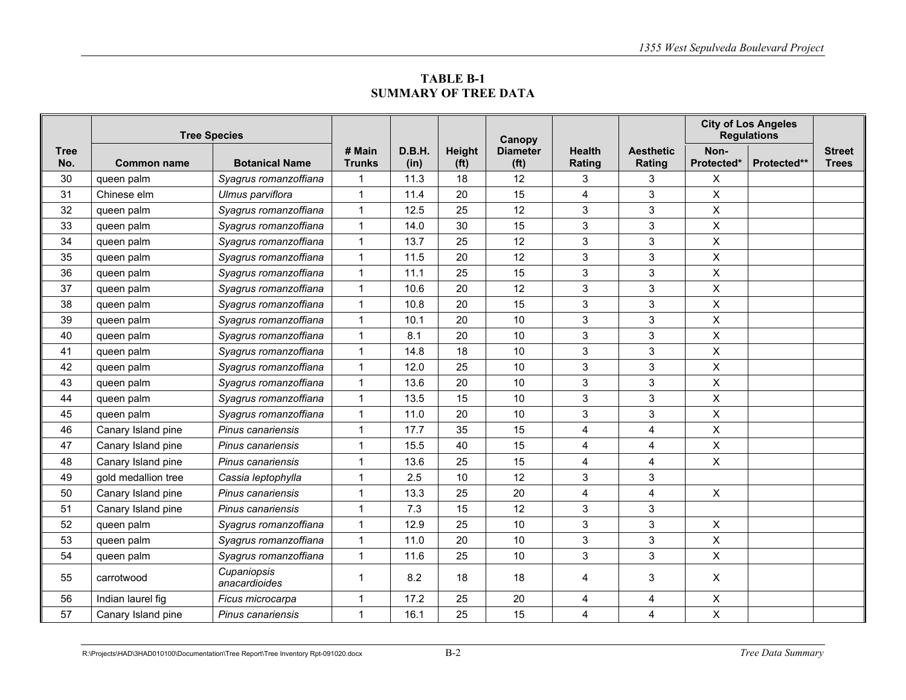## TABLE B-1
## SUMMARY OF TREE DATA

| Tree No. | Tree Species | | # Main Trunks | D.B.H. (in) | Height (ft) | Canopy Diameter (ft) | Health Rating | Aesthetic Rating | City of Los Angeles Regulations | | Street Trees |
|---|---|---|---|---|---|---|---|---|---|---|---|
| | Common name | Botanical Name | | | | | | | Non-Protected* | Protected** | |
| 30 | queen palm | *Syagrus romanzoffiana* | 1 | 11.3 | 18 | 12 | 3 | 3 | X | | |
| 31 | Chinese elm | *Ulmus parviflora* | 1 | 11.4 | 20 | 15 | 4 | 3 | X | | |
| 32 | queen palm | *Syagrus romanzoffiana* | 1 | 12.5 | 25 | 12 | 3 | 3 | X | | |
| 33 | queen palm | *Syagrus romanzoffiana* | 1 | 14.0 | 30 | 15 | 3 | 3 | X | | |
| 34 | queen palm | *Syagrus romanzoffiana* | 1 | 13.7 | 25 | 12 | 3 | 3 | X | | |
| 35 | queen palm | *Syagrus romanzoffiana* | 1 | 11.5 | 20 | 12 | 3 | 3 | X | | |
| 36 | queen palm | *Syagrus romanzoffiana* | 1 | 11.1 | 25 | 15 | 3 | 3 | X | | |
| 37 | queen palm | *Syagrus romanzoffiana* | 1 | 10.6 | 20 | 12 | 3 | 3 | X | | |
| 38 | queen palm | *Syagrus romanzoffiana* | 1 | 10.8 | 20 | 15 | 3 | 3 | X | | |
| 39 | queen palm | *Syagrus romanzoffiana* | 1 | 10.1 | 20 | 10 | 3 | 3 | X | | |
| 40 | queen palm | *Syagrus romanzoffiana* | 1 | 8.1 | 20 | 10 | 3 | 3 | X | | |
| 41 | queen palm | *Syagrus romanzoffiana* | 1 | 14.8 | 18 | 10 | 3 | 3 | X | | |
| 42 | queen palm | *Syagrus romanzoffiana* | 1 | 12.0 | 25 | 10 | 3 | 3 | X | | |
| 43 | queen palm | *Syagrus romanzoffiana* | 1 | 13.6 | 20 | 10 | 3 | 3 | X | | |
| 44 | queen palm | *Syagrus romanzoffiana* | 1 | 13.5 | 15 | 10 | 3 | 3 | X | | |
| 45 | queen palm | *Syagrus romanzoffiana* | 1 | 11.0 | 20 | 10 | 3 | 3 | X | | |
| 46 | Canary Island pine | *Pinus canariensis* | 1 | 17.7 | 35 | 15 | 4 | 4 | X | | |
| 47 | Canary Island pine | *Pinus canariensis* | 1 | 15.5 | 40 | 15 | 4 | 4 | X | | |
| 48 | Canary Island pine | *Pinus canariensis* | 1 | 13.6 | 25 | 15 | 4 | 4 | X | | |
| 49 | gold medallion tree | *Cassia leptophylla* | 1 | 2.5 | 10 | 12 | 3 | 3 | | | |
| 50 | Canary Island pine | *Pinus canariensis* | 1 | 13.3 | 25 | 20 | 4 | 4 | X | | |
| 51 | Canary Island pine | *Pinus canariensis* | 1 | 7.3 | 15 | 12 | 3 | 3 | | | |
| 52 | queen palm | *Syagrus romanzoffiana* | 1 | 12.9 | 25 | 10 | 3 | 3 | X | | |
| 53 | queen palm | *Syagrus romanzoffiana* | 1 | 11.0 | 20 | 10 | 3 | 3 | X | | |
| 54 | queen palm | *Syagrus romanzoffiana* | 1 | 11.6 | 25 | 10 | 3 | 3 | X | | |
| 55 | carrotwood | *Cupaniopsis anacardioides* | 1 | 8.2 | 18 | 18 | 4 | 3 | X | | |
| 56 | Indian laurel fig | *Ficus microcarpa* | 1 | 17.2 | 25 | 20 | 4 | 4 | X | | |
| 57 | Canary Island pine | *Pinus canariensis* | 1 | 16.1 | 25 | 15 | 4 | 4 | X | | |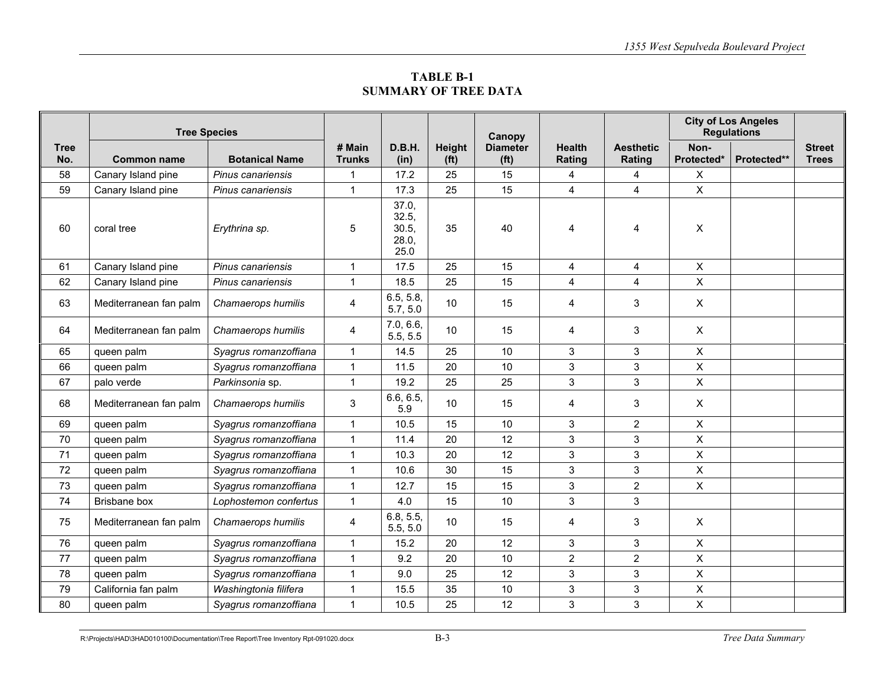**TABLE B-1**
**SUMMARY OF TREE DATA**

| Tree No. | Tree Species | | # Main Trunks | D.B.H. (in) | Height (ft) | Canopy Diameter (ft) | Health Rating | Aesthetic Rating | City of Los Angeles Regulations | | Street Trees |
|---|---|---|---|---|---|---|---|---|---|---|---|
| | Common name | Botanical Name | | | | | | | Non-Protected* | Protected** | |
| 58 | Canary Island pine | *Pinus canariensis* | 1 | 17.2 | 25 | 15 | 4 | 4 | X | | |
| 59 | Canary Island pine | *Pinus canariensis* | 1 | 17.3 | 25 | 15 | 4 | 4 | X | | |
| 60 | coral tree | *Erythrina sp.* | 5 | 37.0, 32.5, 30.5, 28.0, 25.0 | 35 | 40 | 4 | 4 | X | | |
| 61 | Canary Island pine | *Pinus canariensis* | 1 | 17.5 | 25 | 15 | 4 | 4 | X | | |
| 62 | Canary Island pine | *Pinus canariensis* | 1 | 18.5 | 25 | 15 | 4 | 4 | X | | |
| 63 | Mediterranean fan palm | *Chamaerops humilis* | 4 | 6.5, 5.8, 5.7, 5.0 | 10 | 15 | 4 | 3 | X | | |
| 64 | Mediterranean fan palm | *Chamaerops humilis* | 4 | 7.0, 6.6, 5.5, 5.5 | 10 | 15 | 4 | 3 | X | | |
| 65 | queen palm | *Syagrus romanzoffiana* | 1 | 14.5 | 25 | 10 | 3 | 3 | X | | |
| 66 | queen palm | *Syagrus romanzoffiana* | 1 | 11.5 | 20 | 10 | 3 | 3 | X | | |
| 67 | palo verde | *Parkinsonia* sp. | 1 | 19.2 | 25 | 25 | 3 | 3 | X | | |
| 68 | Mediterranean fan palm | *Chamaerops humilis* | 3 | 6.6, 6.5, 5.9 | 10 | 15 | 4 | 3 | X | | |
| 69 | queen palm | *Syagrus romanzoffiana* | 1 | 10.5 | 15 | 10 | 3 | 2 | X | | |
| 70 | queen palm | *Syagrus romanzoffiana* | 1 | 11.4 | 20 | 12 | 3 | 3 | X | | |
| 71 | queen palm | *Syagrus romanzoffiana* | 1 | 10.3 | 20 | 12 | 3 | 3 | X | | |
| 72 | queen palm | *Syagrus romanzoffiana* | 1 | 10.6 | 30 | 15 | 3 | 3 | X | | |
| 73 | queen palm | *Syagrus romanzoffiana* | 1 | 12.7 | 15 | 15 | 3 | 2 | X | | |
| 74 | Brisbane box | *Lophostemon confertus* | 1 | 4.0 | 15 | 10 | 3 | 3 | | | |
| 75 | Mediterranean fan palm | *Chamaerops humilis* | 4 | 6.8, 5.5, 5.5, 5.0 | 10 | 15 | 4 | 3 | X | | |
| 76 | queen palm | *Syagrus romanzoffiana* | 1 | 15.2 | 20 | 12 | 3 | 3 | X | | |
| 77 | queen palm | *Syagrus romanzoffiana* | 1 | 9.2 | 20 | 10 | 2 | 2 | X | | |
| 78 | queen palm | *Syagrus romanzoffiana* | 1 | 9.0 | 25 | 12 | 3 | 3 | X | | |
| 79 | California fan palm | *Washingtonia filifera* | 1 | 15.5 | 35 | 10 | 3 | 3 | X | | |
| 80 | queen palm | *Syagrus romanzoffiana* | 1 | 10.5 | 25 | 12 | 3 | 3 | X | | |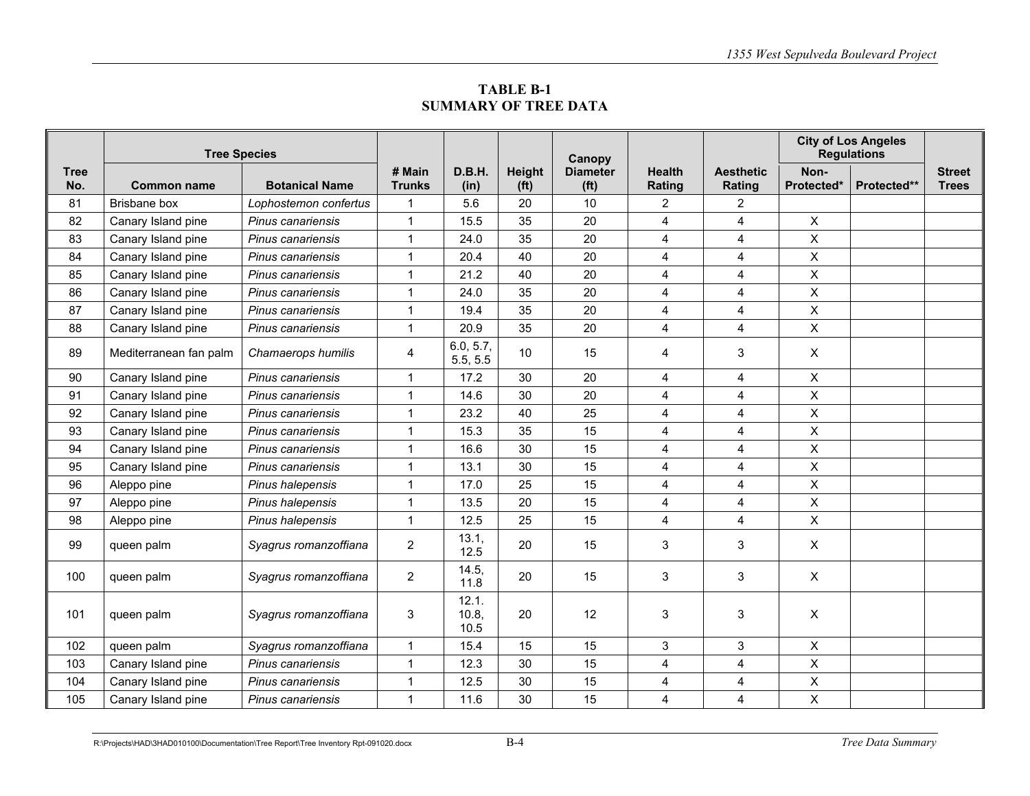**TABLE B-1**
**SUMMARY OF TREE DATA**

| Tree No. | Tree Species | | # Main Trunks | D.B.H. (in) | Height (ft) | Canopy Diameter (ft) | Health Rating | Aesthetic Rating | City of Los Angeles Regulations | | Street Trees |
|---|---|---|---|---|---|---|---|---|---|---|---|
| | Common name | Botanical Name | | | | | | | Non-Protected* | Protected** | |
| 81 | Brisbane box | *Lophostemon confertus* | 1 | 5.6 | 20 | 10 | 2 | 2 | | | |
| 82 | Canary Island pine | *Pinus canariensis* | 1 | 15.5 | 35 | 20 | 4 | 4 | X | | |
| 83 | Canary Island pine | *Pinus canariensis* | 1 | 24.0 | 35 | 20 | 4 | 4 | X | | |
| 84 | Canary Island pine | *Pinus canariensis* | 1 | 20.4 | 40 | 20 | 4 | 4 | X | | |
| 85 | Canary Island pine | *Pinus canariensis* | 1 | 21.2 | 40 | 20 | 4 | 4 | X | | |
| 86 | Canary Island pine | *Pinus canariensis* | 1 | 24.0 | 35 | 20 | 4 | 4 | X | | |
| 87 | Canary Island pine | *Pinus canariensis* | 1 | 19.4 | 35 | 20 | 4 | 4 | X | | |
| 88 | Canary Island pine | *Pinus canariensis* | 1 | 20.9 | 35 | 20 | 4 | 4 | X | | |
| 89 | Mediterranean fan palm | *Chamaerops humilis* | 4 | 6.0, 5.7, 5.5, 5.5 | 10 | 15 | 4 | 3 | X | | |
| 90 | Canary Island pine | *Pinus canariensis* | 1 | 17.2 | 30 | 20 | 4 | 4 | X | | |
| 91 | Canary Island pine | *Pinus canariensis* | 1 | 14.6 | 30 | 20 | 4 | 4 | X | | |
| 92 | Canary Island pine | *Pinus canariensis* | 1 | 23.2 | 40 | 25 | 4 | 4 | X | | |
| 93 | Canary Island pine | *Pinus canariensis* | 1 | 15.3 | 35 | 15 | 4 | 4 | X | | |
| 94 | Canary Island pine | *Pinus canariensis* | 1 | 16.6 | 30 | 15 | 4 | 4 | X | | |
| 95 | Canary Island pine | *Pinus canariensis* | 1 | 13.1 | 30 | 15 | 4 | 4 | X | | |
| 96 | Aleppo pine | *Pinus halepensis* | 1 | 17.0 | 25 | 15 | 4 | 4 | X | | |
| 97 | Aleppo pine | *Pinus halepensis* | 1 | 13.5 | 20 | 15 | 4 | 4 | X | | |
| 98 | Aleppo pine | *Pinus halepensis* | 1 | 12.5 | 25 | 15 | 4 | 4 | X | | |
| 99 | queen palm | *Syagrus romanzoffiana* | 2 | 13.1, 12.5 | 20 | 15 | 3 | 3 | X | | |
| 100 | queen palm | *Syagrus romanzoffiana* | 2 | 14.5, 11.8 | 20 | 15 | 3 | 3 | X | | |
| 101 | queen palm | *Syagrus romanzoffiana* | 3 | 12.1. 10.8, 10.5 | 20 | 12 | 3 | 3 | X | | |
| 102 | queen palm | *Syagrus romanzoffiana* | 1 | 15.4 | 15 | 15 | 3 | 3 | X | | |
| 103 | Canary Island pine | *Pinus canariensis* | 1 | 12.3 | 30 | 15 | 4 | 4 | X | | |
| 104 | Canary Island pine | *Pinus canariensis* | 1 | 12.5 | 30 | 15 | 4 | 4 | X | | |
| 105 | Canary Island pine | *Pinus canariensis* | 1 | 11.6 | 30 | 15 | 4 | 4 | X | | |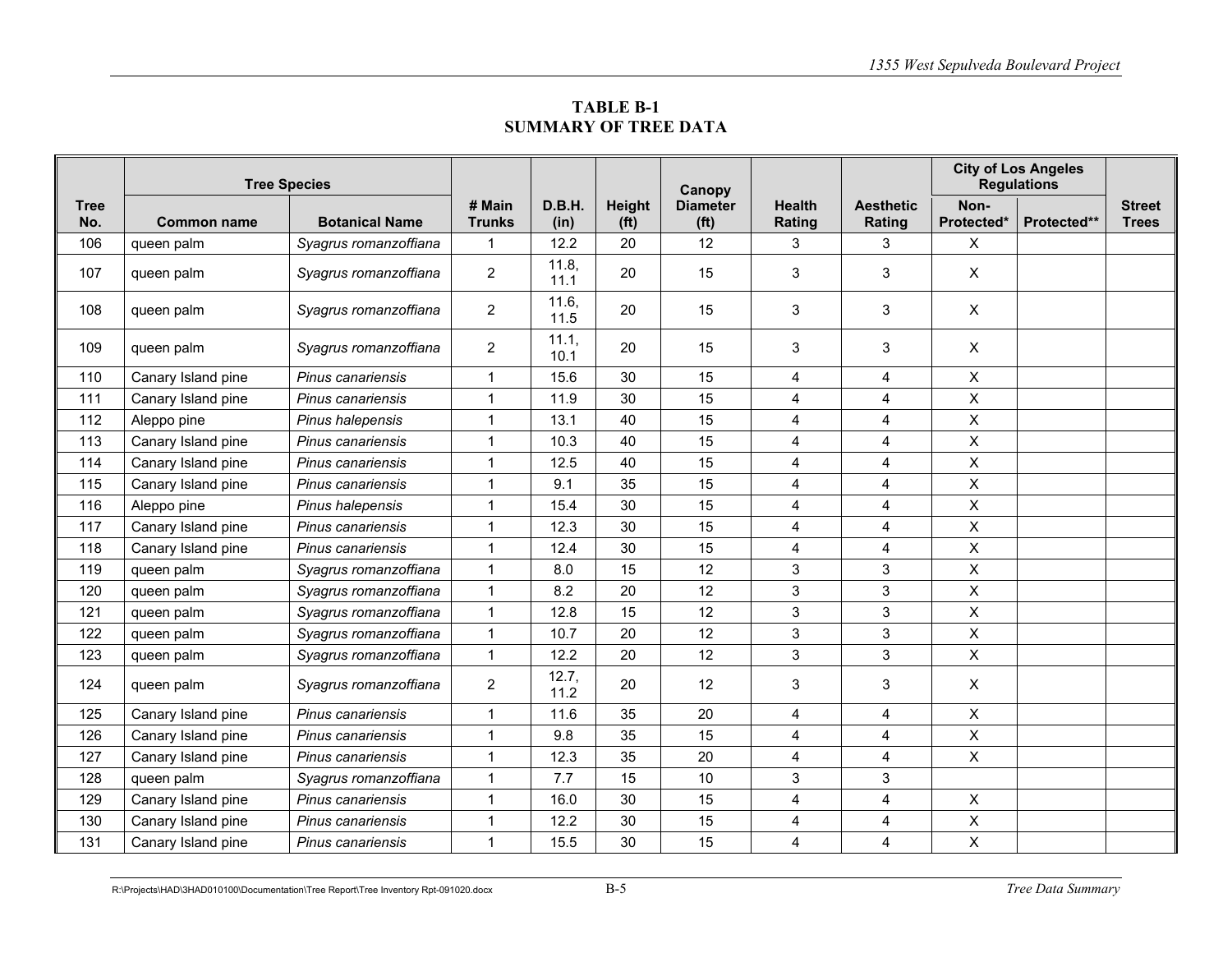## TABLE B-1
## SUMMARY OF TREE DATA

| Tree No. | Tree Species | | # Main Trunks | D.B.H. (in) | Height (ft) | Canopy Diameter (ft) | Health Rating | Aesthetic Rating | City of Los Angeles Regulations | | Street Trees |
|---|---|---|---|---|---|---|---|---|---|---|---|
| | Common name | Botanical Name | | | | | | | Non-Protected* | Protected** | |
| 106 | queen palm | *Syagrus romanzoffiana* | 1 | 12.2 | 20 | 12 | 3 | 3 | X | | |
| 107 | queen palm | *Syagrus romanzoffiana* | 2 | 11.8, 11.1 | 20 | 15 | 3 | 3 | X | | |
| 108 | queen palm | *Syagrus romanzoffiana* | 2 | 11.6, 11.5 | 20 | 15 | 3 | 3 | X | | |
| 109 | queen palm | *Syagrus romanzoffiana* | 2 | 11.1, 10.1 | 20 | 15 | 3 | 3 | X | | |
| 110 | Canary Island pine | *Pinus canariensis* | 1 | 15.6 | 30 | 15 | 4 | 4 | X | | |
| 111 | Canary Island pine | *Pinus canariensis* | 1 | 11.9 | 30 | 15 | 4 | 4 | X | | |
| 112 | Aleppo pine | *Pinus halepensis* | 1 | 13.1 | 40 | 15 | 4 | 4 | X | | |
| 113 | Canary Island pine | *Pinus canariensis* | 1 | 10.3 | 40 | 15 | 4 | 4 | X | | |
| 114 | Canary Island pine | *Pinus canariensis* | 1 | 12.5 | 40 | 15 | 4 | 4 | X | | |
| 115 | Canary Island pine | *Pinus canariensis* | 1 | 9.1 | 35 | 15 | 4 | 4 | X | | |
| 116 | Aleppo pine | *Pinus halepensis* | 1 | 15.4 | 30 | 15 | 4 | 4 | X | | |
| 117 | Canary Island pine | *Pinus canariensis* | 1 | 12.3 | 30 | 15 | 4 | 4 | X | | |
| 118 | Canary Island pine | *Pinus canariensis* | 1 | 12.4 | 30 | 15 | 4 | 4 | X | | |
| 119 | queen palm | *Syagrus romanzoffiana* | 1 | 8.0 | 15 | 12 | 3 | 3 | X | | |
| 120 | queen palm | *Syagrus romanzoffiana* | 1 | 8.2 | 20 | 12 | 3 | 3 | X | | |
| 121 | queen palm | *Syagrus romanzoffiana* | 1 | 12.8 | 15 | 12 | 3 | 3 | X | | |
| 122 | queen palm | *Syagrus romanzoffiana* | 1 | 10.7 | 20 | 12 | 3 | 3 | X | | |
| 123 | queen palm | *Syagrus romanzoffiana* | 1 | 12.2 | 20 | 12 | 3 | 3 | X | | |
| 124 | queen palm | *Syagrus romanzoffiana* | 2 | 12.7, 11.2 | 20 | 12 | 3 | 3 | X | | |
| 125 | Canary Island pine | *Pinus canariensis* | 1 | 11.6 | 35 | 20 | 4 | 4 | X | | |
| 126 | Canary Island pine | *Pinus canariensis* | 1 | 9.8 | 35 | 15 | 4 | 4 | X | | |
| 127 | Canary Island pine | *Pinus canariensis* | 1 | 12.3 | 35 | 20 | 4 | 4 | X | | |
| 128 | queen palm | *Syagrus romanzoffiana* | 1 | 7.7 | 15 | 10 | 3 | 3 | | | |
| 129 | Canary Island pine | *Pinus canariensis* | 1 | 16.0 | 30 | 15 | 4 | 4 | X | | |
| 130 | Canary Island pine | *Pinus canariensis* | 1 | 12.2 | 30 | 15 | 4 | 4 | X | | |
| 131 | Canary Island pine | *Pinus canariensis* | 1 | 15.5 | 30 | 15 | 4 | 4 | X | | |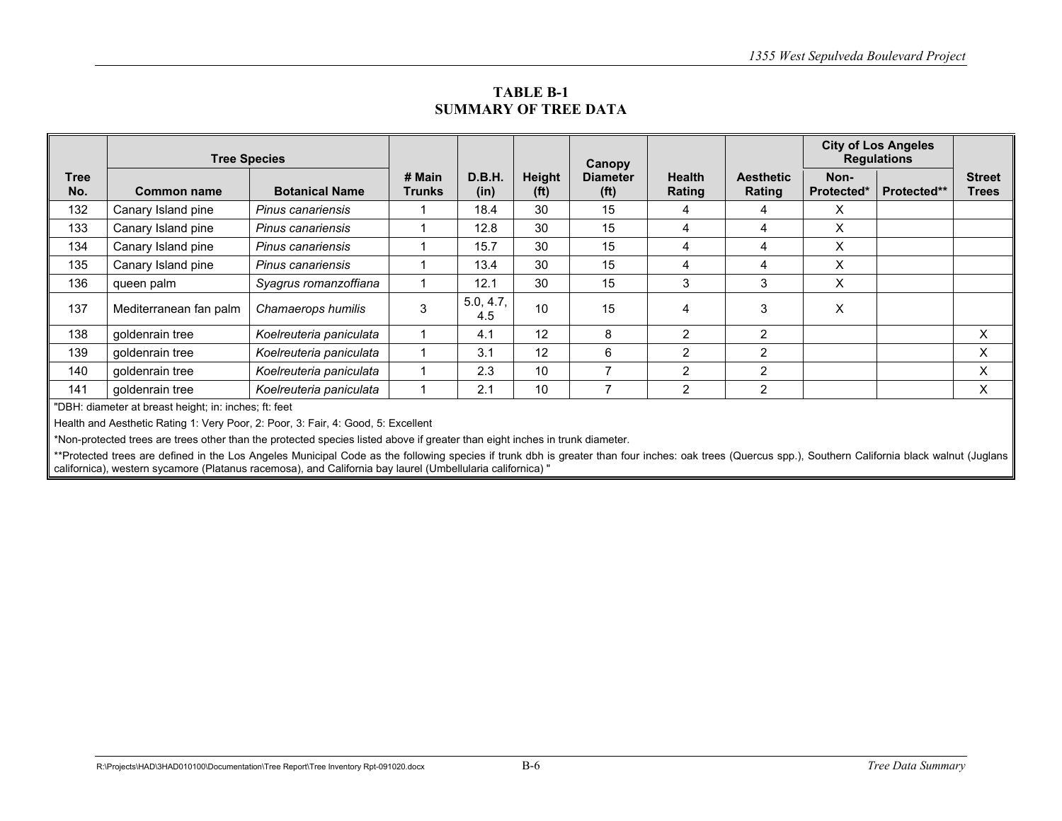## TABLE B-1
## SUMMARY OF TREE DATA

| Tree No. | Tree Species | | # Main Trunks | D.B.H. (in) | Height (ft) | Canopy Diameter (ft) | Health Rating | Aesthetic Rating | City of Los Angeles Regulations | | Street Trees |
|---|---|---|---|---|---|---|---|---|---|---|---|
| | Common name | Botanical Name | | | | | | | Non-Protected* | Protected** | |
| 132 | Canary Island pine | *Pinus canariensis* | 1 | 18.4 | 30 | 15 | 4 | 4 | X | | |
| 133 | Canary Island pine | *Pinus canariensis* | 1 | 12.8 | 30 | 15 | 4 | 4 | X | | |
| 134 | Canary Island pine | *Pinus canariensis* | 1 | 15.7 | 30 | 15 | 4 | 4 | X | | |
| 135 | Canary Island pine | *Pinus canariensis* | 1 | 13.4 | 30 | 15 | 4 | 4 | X | | |
| 136 | queen palm | *Syagrus romanzoffiana* | 1 | 12.1 | 30 | 15 | 3 | 3 | X | | |
| 137 | Mediterranean fan palm | *Chamaerops humilis* | 3 | 5.0, 4.7, 4.5 | 10 | 15 | 4 | 3 | X | | |
| 138 | goldenrain tree | *Koelreuteria paniculata* | 1 | 4.1 | 12 | 8 | 2 | 2 | | | X |
| 139 | goldenrain tree | *Koelreuteria paniculata* | 1 | 3.1 | 12 | 6 | 2 | 2 | | | X |
| 140 | goldenrain tree | *Koelreuteria paniculata* | 1 | 2.3 | 10 | 7 | 2 | 2 | | | X |
| 141 | goldenrain tree | *Koelreuteria paniculata* | 1 | 2.1 | 10 | 7 | 2 | 2 | | | X |

"DBH: diameter at breast height; in: inches; ft: feet

Health and Aesthetic Rating 1: Very Poor, 2: Poor, 3: Fair, 4: Good, 5: Excellent

*Non-protected trees are trees other than the protected species listed above if greater than eight inches in trunk diameter.

**Protected trees are defined in the Los Angeles Municipal Code as the following species if trunk dbh is greater than four inches: oak trees (Quercus spp.), Southern California black walnut (Juglans californica), western sycamore (Platanus racemosa), and California bay laurel (Umbellularia californica) "